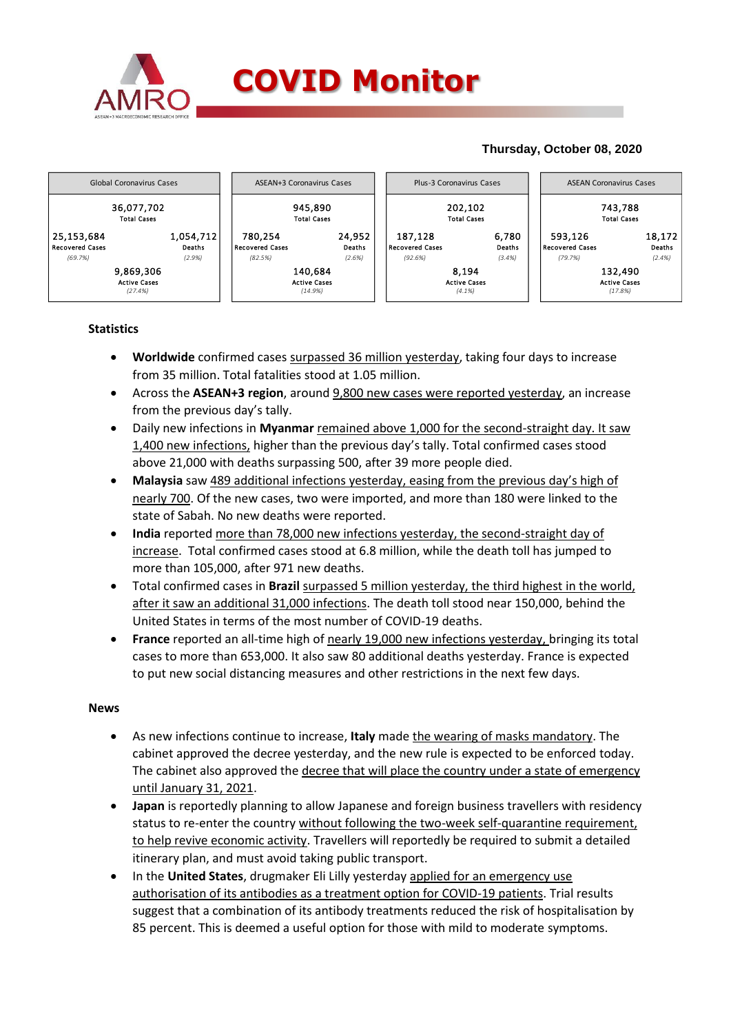# COVID Monitor

**Thursday, October 08, 2020**

| Global Coronavirus Cases | | ASEAN+3 Coronavirus Cases | | Plus-3 Coronavirus Cases | | ASEAN Coronavirus Cases | |
|---|---|---|---|---|---|---|---|
| 36,077,702 Total Cases | | 945,890 Total Cases | | 202,102 Total Cases | | 743,788 Total Cases | |
| 25,153,684 Recovered Cases (69.7%) | 1,054,712 Deaths (2.9%) | 780,254 Recovered Cases (82.5%) | 24,952 Deaths (2.6%) | 187,128 Recovered Cases (92.6%) | 6,780 Deaths (3.4%) | 593,126 Recovered Cases (79.7%) | 18,172 Deaths (2.4%) |
| 9,869,306 Active Cases (27.4%) | | 140,684 Active Cases (14.9%) | | 8,194 Active Cases (4.1%) | | 132,490 Active Cases (17.8%) | |

## Statistics

- **Worldwide** confirmed cases surpassed 36 million yesterday, taking four days to increase from 35 million. Total fatalities stood at 1.05 million.
- Across the **ASEAN+3 region**, around 9,800 new cases were reported yesterday, an increase from the previous day's tally.
- Daily new infections in **Myanmar** remained above 1,000 for the second-straight day. It saw 1,400 new infections, higher than the previous day's tally. Total confirmed cases stood above 21,000 with deaths surpassing 500, after 39 more people died.
- **Malaysia** saw 489 additional infections yesterday, easing from the previous day's high of nearly 700. Of the new cases, two were imported, and more than 180 were linked to the state of Sabah. No new deaths were reported.
- **India** reported more than 78,000 new infections yesterday, the second-straight day of increase. Total confirmed cases stood at 6.8 million, while the death toll has jumped to more than 105,000, after 971 new deaths.
- Total confirmed cases in **Brazil** surpassed 5 million yesterday, the third highest in the world, after it saw an additional 31,000 infections. The death toll stood near 150,000, behind the United States in terms of the most number of COVID-19 deaths.
- **France** reported an all-time high of nearly 19,000 new infections yesterday, bringing its total cases to more than 653,000. It also saw 80 additional deaths yesterday. France is expected to put new social distancing measures and other restrictions in the next few days.

## News

- As new infections continue to increase, **Italy** made the wearing of masks mandatory. The cabinet approved the decree yesterday, and the new rule is expected to be enforced today. The cabinet also approved the decree that will place the country under a state of emergency until January 31, 2021.
- **Japan** is reportedly planning to allow Japanese and foreign business travellers with residency status to re-enter the country without following the two-week self-quarantine requirement, to help revive economic activity. Travellers will reportedly be required to submit a detailed itinerary plan, and must avoid taking public transport.
- In the **United States**, drugmaker Eli Lilly yesterday applied for an emergency use authorisation of its antibodies as a treatment option for COVID-19 patients. Trial results suggest that a combination of its antibody treatments reduced the risk of hospitalisation by 85 percent. This is deemed a useful option for those with mild to moderate symptoms.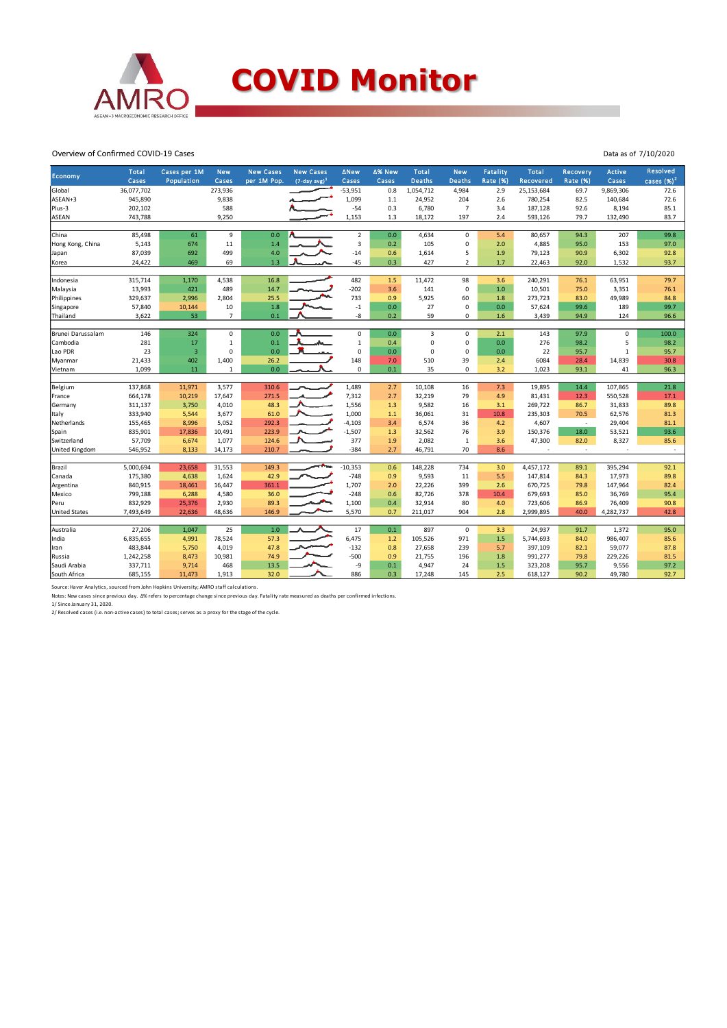# COVID Monitor

Overview of Confirmed COVID-19 Cases

Data as of 7/10/2020

| Economy | Total Cases | Cases per 1M Population | New Cases | New Cases per 1M Pop. | New Cases (7-day avg)[1] | ΔNew Cases | Δ% New Cases | Total Deaths | New Deaths | Fatality Rate (%) | Total Recovered | Recovery Rate (%) | Active Cases | Resolved cases (%)[2] |
|---|---|---|---|---|---|---|---|---|---|---|---|---|---|---|
| Global | 36,077,702 | | 273,936 | | | -53,951 | 0.8 | 1,054,712 | 4,984 | 2.9 | 25,153,684 | 69.7 | 9,869,306 | 72.6 |
| ASEAN+3 | 945,890 | | 9,838 | | | 1,099 | 1.1 | 24,952 | 204 | 2.6 | 780,254 | 82.5 | 140,684 | 72.6 |
| Plus-3 | 202,102 | | 588 | | | -54 | 0.3 | 6,780 | 7 | 3.4 | 187,128 | 92.6 | 8,194 | 85.1 |
| ASEAN | 743,788 | | 9,250 | | | 1,153 | 1.3 | 18,172 | 197 | 2.4 | 593,126 | 79.7 | 132,490 | 83.7 |
| | | | | | | | | | | | | | | |
| China | 85,498 | 61 | 9 | 0.0 | | 2 | 0.0 | 4,634 | 0 | 5.4 | 80,657 | 94.3 | 207 | 99.8 |
| Hong Kong, China | 5,143 | 674 | 11 | 1.4 | | 3 | 0.2 | 105 | 0 | 2.0 | 4,885 | 95.0 | 153 | 97.0 |
| Japan | 87,039 | 692 | 499 | 4.0 | | -14 | 0.6 | 1,614 | 5 | 1.9 | 79,123 | 90.9 | 6,302 | 92.8 |
| Korea | 24,422 | 469 | 69 | 1.3 | | -45 | 0.3 | 427 | 2 | 1.7 | 22,463 | 92.0 | 1,532 | 93.7 |
| | | | | | | | | | | | | | | |
| Indonesia | 315,714 | 1,170 | 4,538 | 16.8 | | 482 | 1.5 | 11,472 | 98 | 3.6 | 240,291 | 76.1 | 63,951 | 79.7 |
| Malaysia | 13,993 | 421 | 489 | 14.7 | | -202 | 3.6 | 141 | 0 | 1.0 | 10,501 | 75.0 | 3,351 | 76.1 |
| Philippines | 329,637 | 2,996 | 2,804 | 25.5 | | 733 | 0.9 | 5,925 | 60 | 1.8 | 273,723 | 83.0 | 49,989 | 84.8 |
| Singapore | 57,840 | 10,144 | 10 | 1.8 | | -1 | 0.0 | 27 | 0 | 0.0 | 57,624 | 99.6 | 189 | 99.7 |
| Thailand | 3,622 | 53 | 7 | 0.1 | | -8 | 0.2 | 59 | 0 | 1.6 | 3,439 | 94.9 | 124 | 96.6 |
| | | | | | | | | | | | | | | |
| Brunei Darussalam | 146 | 324 | 0 | 0.0 | | 0 | 0.0 | 3 | 0 | 2.1 | 143 | 97.9 | 0 | 100.0 |
| Cambodia | 281 | 17 | 1 | 0.1 | | 1 | 0.4 | 0 | 0 | 0.0 | 276 | 98.2 | 5 | 98.2 |
| Lao PDR | 23 | 3 | 0 | 0.0 | | 0 | 0.0 | 0 | 0 | 0.0 | 22 | 95.7 | 1 | 95.7 |
| Myanmar | 21,433 | 402 | 1,400 | 26.2 | | 148 | 7.0 | 510 | 39 | 2.4 | 6084 | 28.4 | 14,839 | 30.8 |
| Vietnam | 1,099 | 11 | 1 | 0.0 | | 0 | 0.1 | 35 | 0 | 3.2 | 1,023 | 93.1 | 41 | 96.3 |
| | | | | | | | | | | | | | | |
| Belgium | 137,868 | 11,971 | 3,577 | 310.6 | | 1,489 | 2.7 | 10,108 | 16 | 7.3 | 19,895 | 14.4 | 107,865 | 21.8 |
| France | 664,178 | 10,219 | 17,647 | 271.5 | | 7,312 | 2.7 | 32,219 | 79 | 4.9 | 81,431 | 12.3 | 550,528 | 17.1 |
| Germany | 311,137 | 3,750 | 4,010 | 48.3 | | 1,556 | 1.3 | 9,582 | 16 | 3.1 | 269,722 | 86.7 | 31,833 | 89.8 |
| Italy | 333,940 | 5,544 | 3,677 | 61.0 | | 1,000 | 1.1 | 36,061 | 31 | 10.8 | 235,303 | 70.5 | 62,576 | 81.3 |
| Netherlands | 155,465 | 8,996 | 5,052 | 292.3 | | -4,103 | 3.4 | 6,574 | 36 | 4.2 | 4,607 | - | 29,404 | 81.1 |
| Spain | 835,901 | 17,836 | 10,491 | 223.9 | | -1,507 | 1.3 | 32,562 | 76 | 3.9 | 150,376 | 18.0 | 53,521 | 93.6 |
| Switzerland | 57,709 | 6,674 | 1,077 | 124.6 | | 377 | 1.9 | 2,082 | 1 | 3.6 | 47,300 | 82.0 | 8,327 | 85.6 |
| United Kingdom | 546,952 | 8,133 | 14,173 | 210.7 | | -384 | 2.7 | 46,791 | 70 | 8.6 | - | - | - | - |
| | | | | | | | | | | | | | | |
| Brazil | 5,000,694 | 23,658 | 31,553 | 149.3 | | -10,353 | 0.6 | 148,228 | 734 | 3.0 | 4,457,172 | 89.1 | 395,294 | 92.1 |
| Canada | 175,380 | 4,638 | 1,624 | 42.9 | | -748 | 0.9 | 9,593 | 11 | 5.5 | 147,814 | 84.3 | 17,973 | 89.8 |
| Argentina | 840,915 | 18,461 | 16,447 | 361.1 | | 1,707 | 2.0 | 22,226 | 399 | 2.6 | 670,725 | 79.8 | 147,964 | 82.4 |
| Mexico | 799,188 | 6,288 | 4,580 | 36.0 | | -248 | 0.6 | 82,726 | 378 | 10.4 | 679,693 | 85.0 | 36,769 | 95.4 |
| Peru | 832,929 | 25,376 | 2,930 | 89.3 | | 1,100 | 0.4 | 32,914 | 80 | 4.0 | 723,606 | 86.9 | 76,409 | 90.8 |
| United States | 7,493,649 | 22,636 | 48,636 | 146.9 | | 5,570 | 0.7 | 211,017 | 904 | 2.8 | 2,999,895 | 40.0 | 4,282,737 | 42.8 |
| | | | | | | | | | | | | | | |
| Australia | 27,206 | 1,047 | 25 | 1.0 | | 17 | 0.1 | 897 | 0 | 3.3 | 24,937 | 91.7 | 1,372 | 95.0 |
| India | 6,835,655 | 4,991 | 78,524 | 57.3 | | 6,475 | 1.2 | 105,526 | 971 | 1.5 | 5,744,693 | 84.0 | 986,407 | 85.6 |
| Iran | 483,844 | 5,750 | 4,019 | 47.8 | | -132 | 0.8 | 27,658 | 239 | 5.7 | 397,109 | 82.1 | 59,077 | 87.8 |
| Russia | 1,242,258 | 8,473 | 10,981 | 74.9 | | -500 | 0.9 | 21,755 | 196 | 1.8 | 991,277 | 79.8 | 229,226 | 81.5 |
| Saudi Arabia | 337,711 | 9,714 | 468 | 13.5 | | -9 | 0.1 | 4,947 | 24 | 1.5 | 323,208 | 95.7 | 9,556 | 97.2 |
| South Africa | 685,155 | 11,473 | 1,913 | 32.0 | | 886 | 0.3 | 17,248 | 145 | 2.5 | 618,127 | 90.2 | 49,780 | 92.7 |

Source: Haver Analytics, sourced from John Hopkins University; AMRO staff calculations.

Notes: New cases since previous day. Δ% refers to percentage change since previous day. Fatality rate measured as deaths per confirmed infections.

1/ Since January 31, 2020.

2/ Resolved cases (i.e. non-active cases) to total cases; serves as a proxy for the stage of the cycle.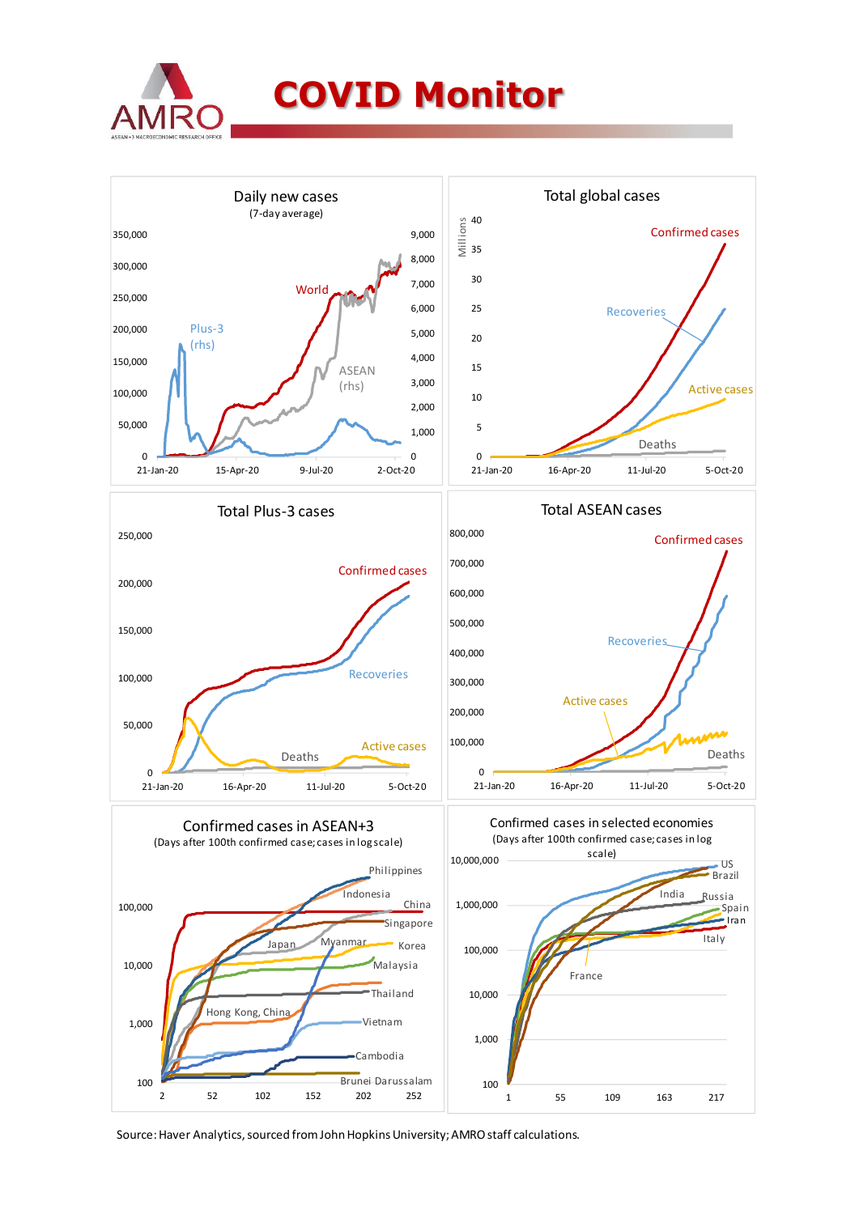# COVID Monitor

AMRO
ASEAN+3 MACROECONOMIC RESEARCH OFFICE

### Daily new cases
(7-day average)

350,000
300,000
250,000
200,000
150,000
100,000
50,000
0

9,000
8,000
7,000
6,000
5,000
4,000
3,000
2,000
1,000
0

21-Jan-20
15-Apr-20
9-Jul-20
2-Oct-20

World
Plus-3 (rhs)
ASEAN (rhs)

### Total global cases

Millions

40
35
30
25
20
15
10
5
0

21-Jan-20
16-Apr-20
11-Jul-20
5-Oct-20

Confirmed cases
Recoveries
Active cases
Deaths

### Total Plus-3 cases

250,000
200,000
150,000
100,000
50,000
0

21-Jan-20
16-Apr-20
11-Jul-20
5-Oct-20

Confirmed cases
Recoveries
Active cases
Deaths

### Total ASEAN cases

800,000
700,000
600,000
500,000
400,000
300,000
200,000
100,000
0

21-Jan-20
16-Apr-20
11-Jul-20
5-Oct-20

Confirmed cases
Recoveries
Active cases
Deaths

### Confirmed cases in ASEAN+3
(Days after 100th confirmed case; cases in log scale)

100,000
10,000
1,000
100

2
52
102
152
202
252

Philippines
Indonesia
China
Singapore
Japan
Myanmar
Korea
Malaysia
Thailand
Hong Kong, China
Vietnam
Cambodia
Brunei Darussalam

### Confirmed cases in selected economies
(Days after 100th confirmed case; cases in log scale)

10,000,000
1,000,000
100,000
10,000
1,000
100

1
55
109
163
217

US
Brazil
India
Russia
Spain
Iran
Italy
France

Source: Haver Analytics, sourced from John Hopkins University; AMRO staff calculations.